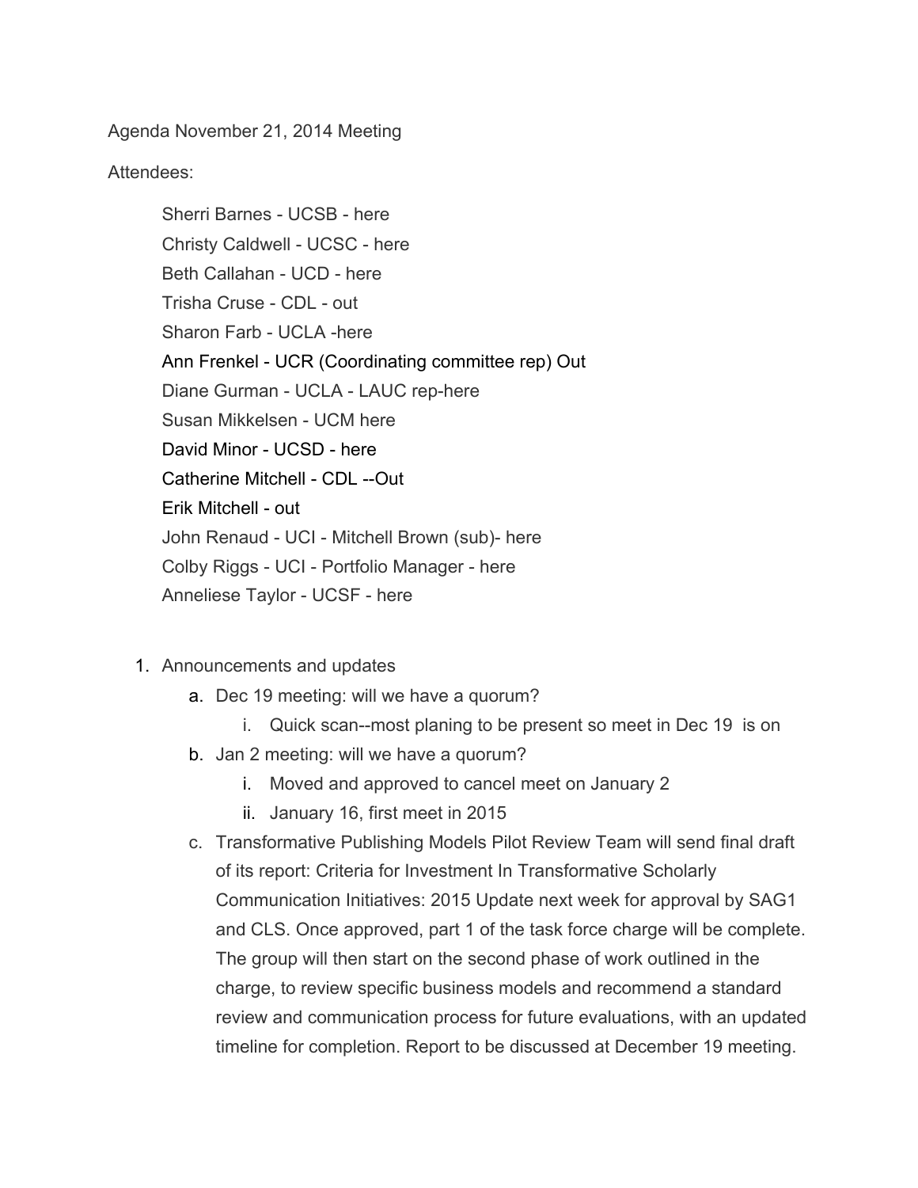Agenda November 21, 2014 Meeting

Attendees:

- Sherri Barnes - UCSB - here
- Christy Caldwell - UCSC - here
- Beth Callahan - UCD - here
- Trisha Cruse - CDL - out
- Sharon Farb - UCLA -here
- Ann Frenkel - UCR (Coordinating committee rep) Out
- Diane Gurman - UCLA - LAUC rep-here
- Susan Mikkelsen - UCM here
- David Minor - UCSD - here
- Catherine Mitchell - CDL --Out
- Erik Mitchell - out
- John Renaud - UCI - Mitchell Brown (sub)- here
- Colby Riggs - UCI - Portfolio Manager - here
- Anneliese Taylor - UCSF - here

1. Announcements and updates
   a. Dec 19 meeting: will we have a quorum?
      i. Quick scan--most planing to be present so meet in Dec 19 is on
   b. Jan 2 meeting: will we have a quorum?
      i. Moved and approved to cancel meet on January 2
      ii. January 16, first meet in 2015
   c. Transformative Publishing Models Pilot Review Team will send final draft of its report: Criteria for Investment In Transformative Scholarly Communication Initiatives: 2015 Update next week for approval by SAG1 and CLS. Once approved, part 1 of the task force charge will be complete. The group will then start on the second phase of work outlined in the charge, to review specific business models and recommend a standard review and communication process for future evaluations, with an updated timeline for completion. Report to be discussed at December 19 meeting.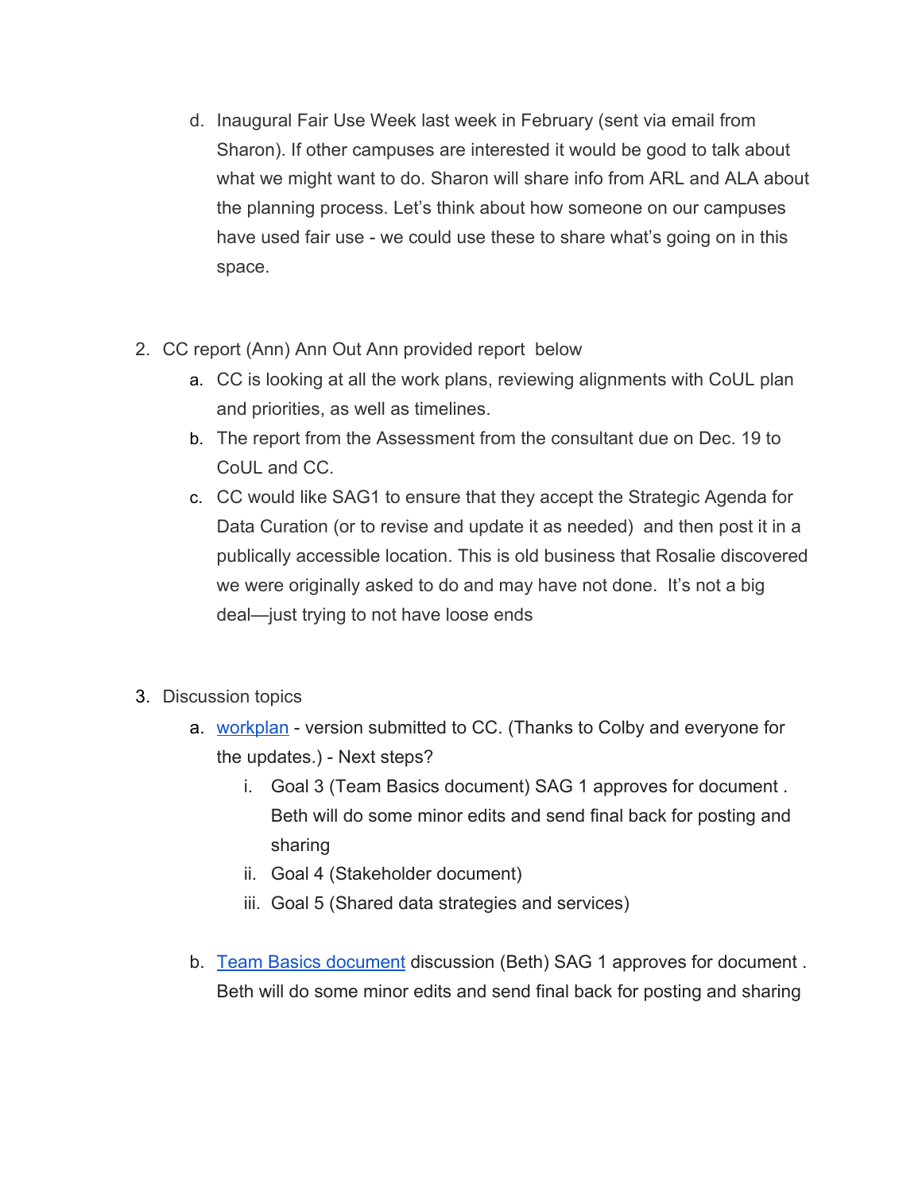d. Inaugural Fair Use Week last week in February (sent via email from Sharon). If other campuses are interested it would be good to talk about what we might want to do. Sharon will share info from ARL and ALA about the planning process. Let's think about how someone on our campuses have used fair use - we could use these to share what's going on in this space.

2. CC report (Ann) Ann Out Ann provided report below
   a. CC is looking at all the work plans, reviewing alignments with CoUL plan and priorities, as well as timelines.
   b. The report from the Assessment from the consultant due on Dec. 19 to CoUL and CC.
   c. CC would like SAG1 to ensure that they accept the Strategic Agenda for Data Curation (or to revise and update it as needed) and then post it in a publically accessible location. This is old business that Rosalie discovered we were originally asked to do and may have not done. It's not a big deal—just trying to not have loose ends

3. Discussion topics
   a. workplan - version submitted to CC. (Thanks to Colby and everyone for the updates.) - Next steps?
      i. Goal 3 (Team Basics document) SAG 1 approves for document . Beth will do some minor edits and send final back for posting and sharing
      ii. Goal 4 (Stakeholder document)
      iii. Goal 5 (Shared data strategies and services)

   b. Team Basics document discussion (Beth) SAG 1 approves for document . Beth will do some minor edits and send final back for posting and sharing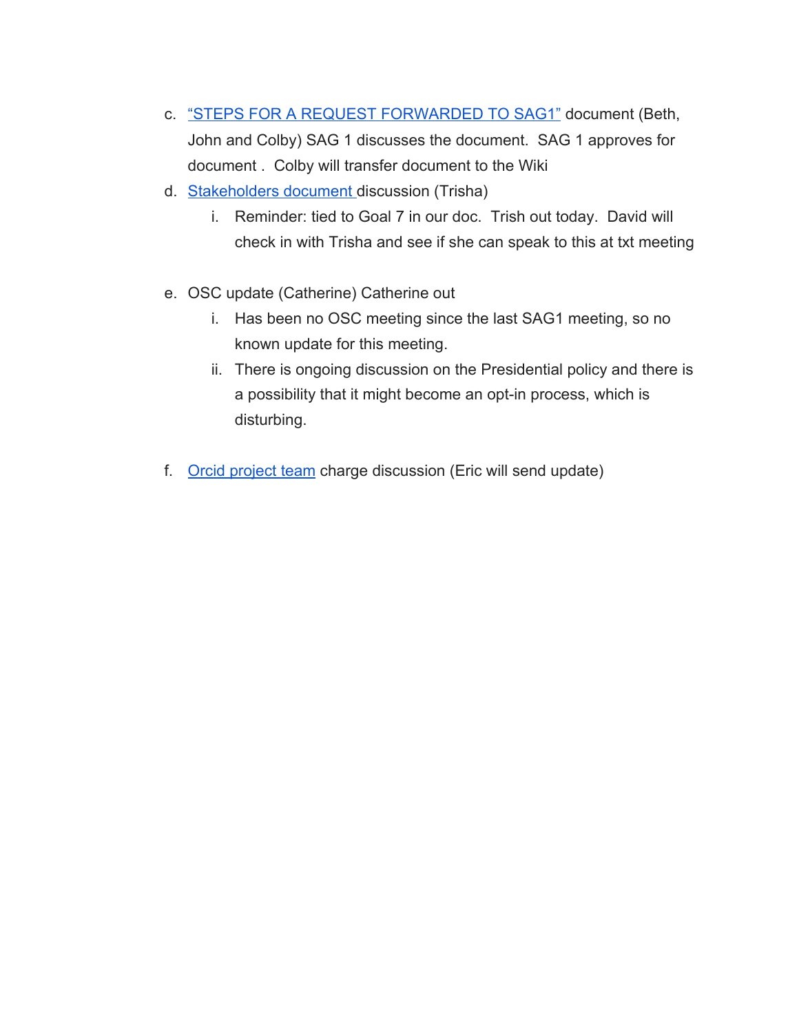c. [“STEPS FOR A REQUEST FORWARDED TO SAG1”]() document (Beth, John and Colby) SAG 1 discusses the document. SAG 1 approves for document . Colby will transfer document to the Wiki
d. [Stakeholders document ]()discussion (Trisha)
    i. Reminder: tied to Goal 7 in our doc. Trish out today. David will check in with Trisha and see if she can speak to this at txt meeting

e. OSC update (Catherine) Catherine out
    i. Has been no OSC meeting since the last SAG1 meeting, so no known update for this meeting.
    ii. There is ongoing discussion on the Presidential policy and there is a possibility that it might become an opt-in process, which is disturbing.

f. [Orcid project team]() charge discussion (Eric will send update)